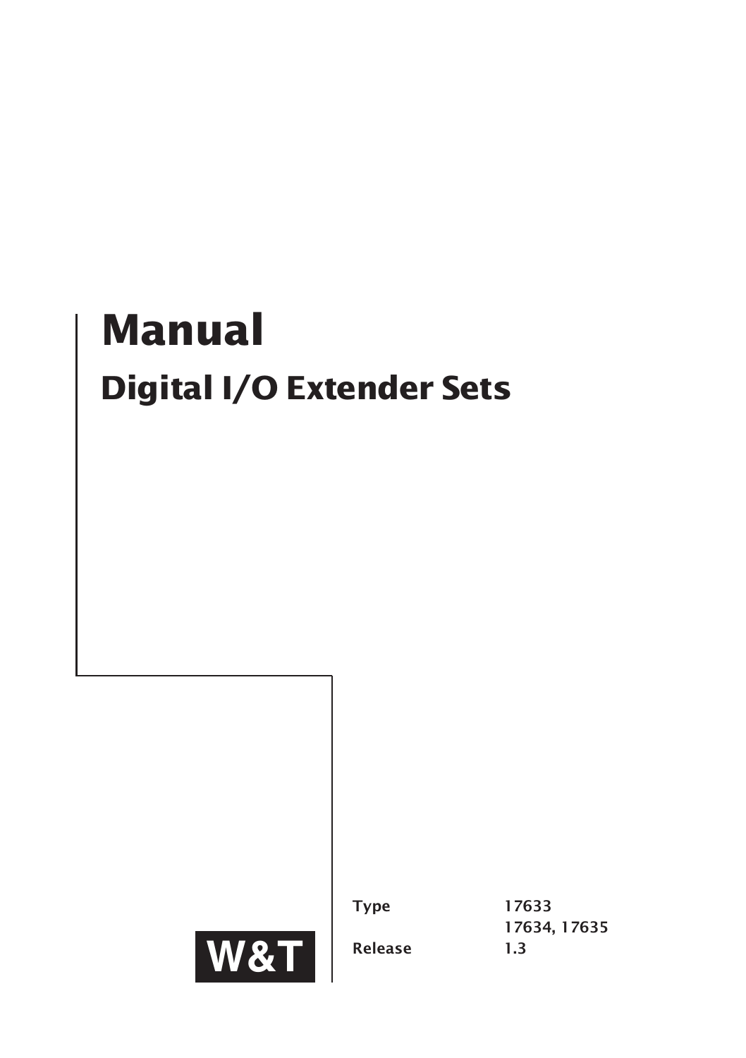# Manual

## Digital I/O Extender Sets

W&T

| | |
|---|---|
| **Type** | 17633 |
| | 17634, 17635 |
| **Release** | 1.3 |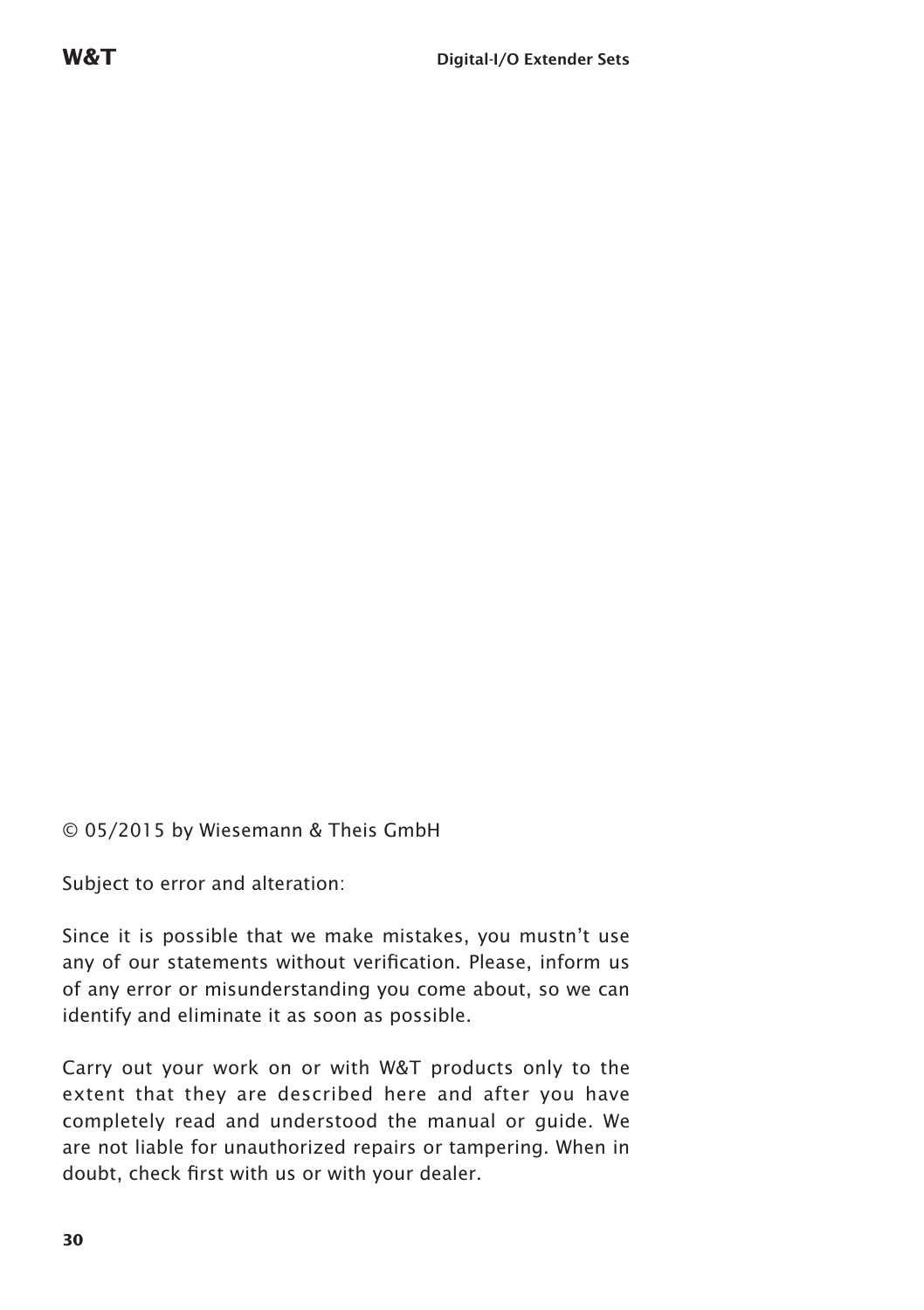© 05/2015 by Wiesemann & Theis GmbH

Subject to error and alteration:

Since it is possible that we make mistakes, you mustn't use any of our statements without verification. Please, inform us of any error or misunderstanding you come about, so we can identify and eliminate it as soon as possible.

Carry out your work on or with W&T products only to the extent that they are described here and after you have completely read and understood the manual or guide. We are not liable for unauthorized repairs or tampering. When in doubt, check first with us or with your dealer.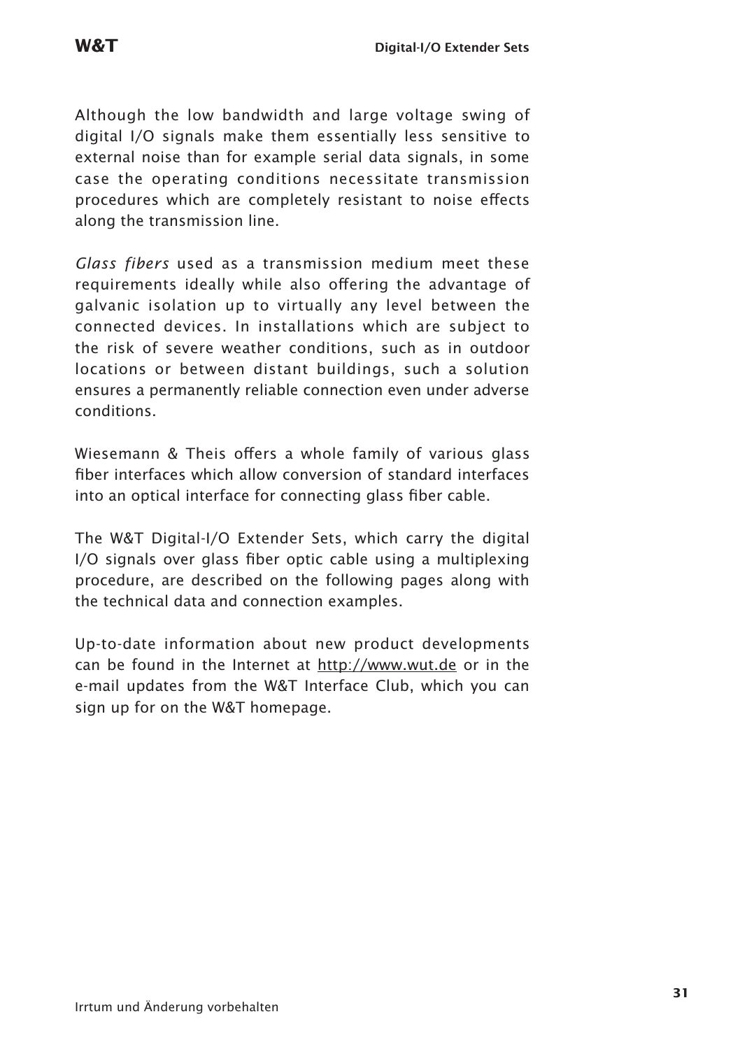Although the low bandwidth and large voltage swing of digital I/O signals make them essentially less sensitive to external noise than for example serial data signals, in some case the operating conditions necessitate transmission procedures which are completely resistant to noise effects along the transmission line.

*Glass fibers* used as a transmission medium meet these requirements ideally while also offering the advantage of galvanic isolation up to virtually any level between the connected devices. In installations which are subject to the risk of severe weather conditions, such as in outdoor locations or between distant buildings, such a solution ensures a permanently reliable connection even under adverse conditions.

Wiesemann & Theis offers a whole family of various glass fiber interfaces which allow conversion of standard interfaces into an optical interface for connecting glass fiber cable.

The W&T Digital-I/O Extender Sets, which carry the digital I/O signals over glass fiber optic cable using a multiplexing procedure, are described on the following pages along with the technical data and connection examples.

Up-to-date information about new product developments can be found in the Internet at http://www.wut.de or in the e-mail updates from the W&T Interface Club, which you can sign up for on the W&T homepage.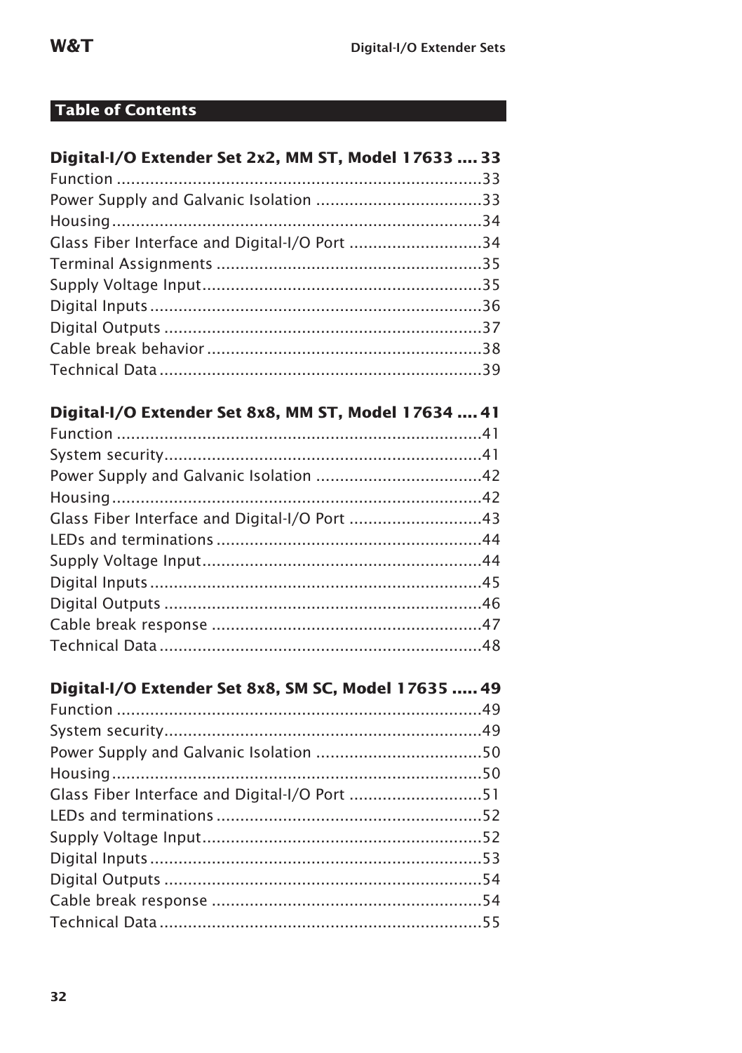## Table of Contents

**Digital-I/O Extender Set 2x2, MM ST, Model 17633 .... 33**

Function ..... 33
Power Supply and Galvanic Isolation ..... 33
Housing ..... 34
Glass Fiber Interface and Digital-I/O Port ..... 34
Terminal Assignments ..... 35
Supply Voltage Input ..... 35
Digital Inputs ..... 36
Digital Outputs ..... 37
Cable break behavior ..... 38
Technical Data ..... 39

**Digital-I/O Extender Set 8x8, MM ST, Model 17634 .... 41**

Function ..... 41
System security ..... 41
Power Supply and Galvanic Isolation ..... 42
Housing ..... 42
Glass Fiber Interface and Digital-I/O Port ..... 43
LEDs and terminations ..... 44
Supply Voltage Input ..... 44
Digital Inputs ..... 45
Digital Outputs ..... 46
Cable break response ..... 47
Technical Data ..... 48

**Digital-I/O Extender Set 8x8, SM SC, Model 17635 ..... 49**

Function ..... 49
System security ..... 49
Power Supply and Galvanic Isolation ..... 50
Housing ..... 50
Glass Fiber Interface and Digital-I/O Port ..... 51
LEDs and terminations ..... 52
Supply Voltage Input ..... 52
Digital Inputs ..... 53
Digital Outputs ..... 54
Cable break response ..... 54
Technical Data ..... 55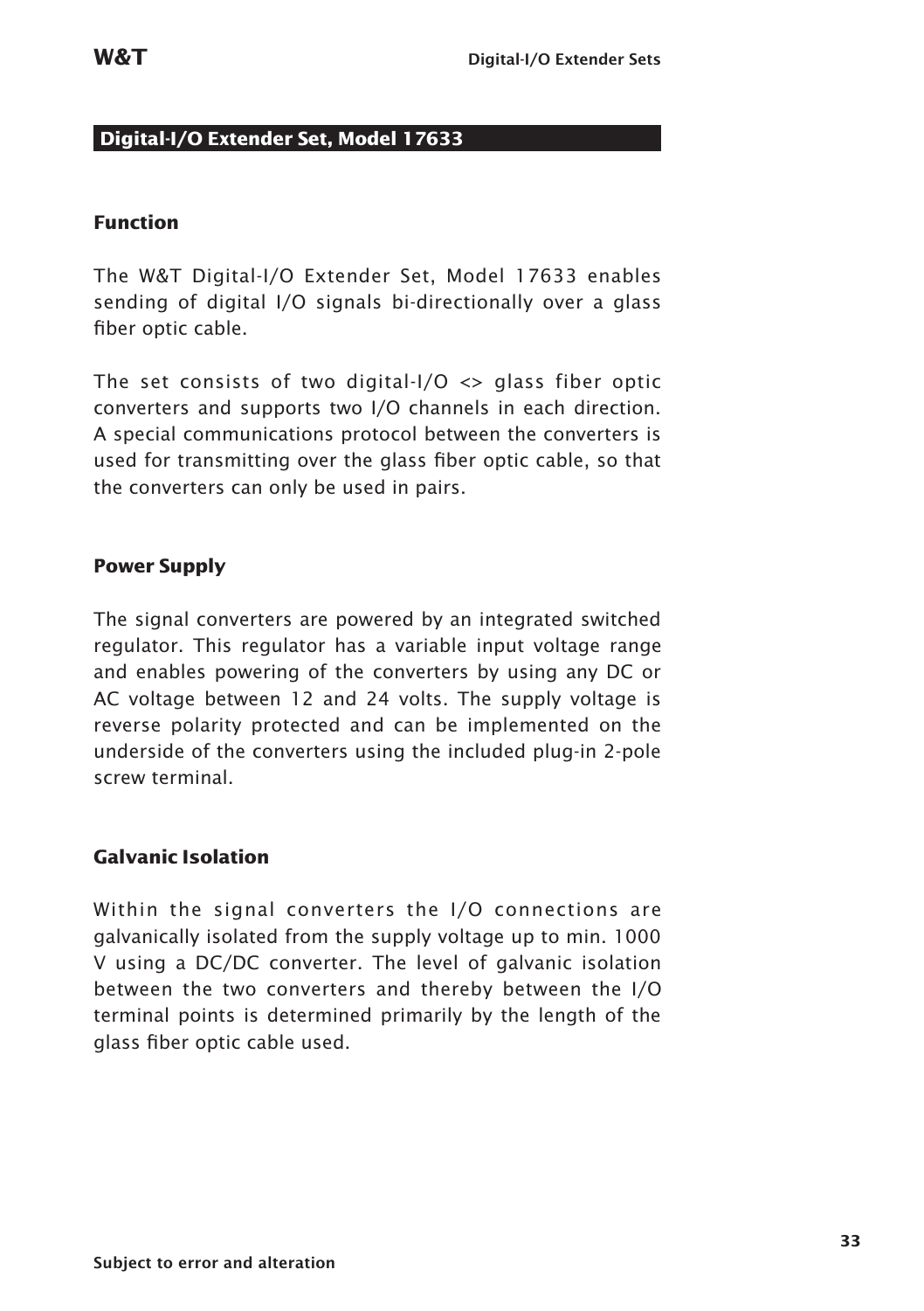## Digital-I/O Extender Set, Model 17633

### Function

The W&T Digital-I/O Extender Set, Model 17633 enables sending of digital I/O signals bi-directionally over a glass fiber optic cable.

The set consists of two digital-I/O <> glass fiber optic converters and supports two I/O channels in each direction. A special communications protocol between the converters is used for transmitting over the glass fiber optic cable, so that the converters can only be used in pairs.

### Power Supply

The signal converters are powered by an integrated switched regulator. This regulator has a variable input voltage range and enables powering of the converters by using any DC or AC voltage between 12 and 24 volts. The supply voltage is reverse polarity protected and can be implemented on the underside of the converters using the included plug-in 2-pole screw terminal.

### Galvanic Isolation

Within the signal converters the I/O connections are galvanically isolated from the supply voltage up to min. 1000 V using a DC/DC converter. The level of galvanic isolation between the two converters and thereby between the I/O terminal points is determined primarily by the length of the glass fiber optic cable used.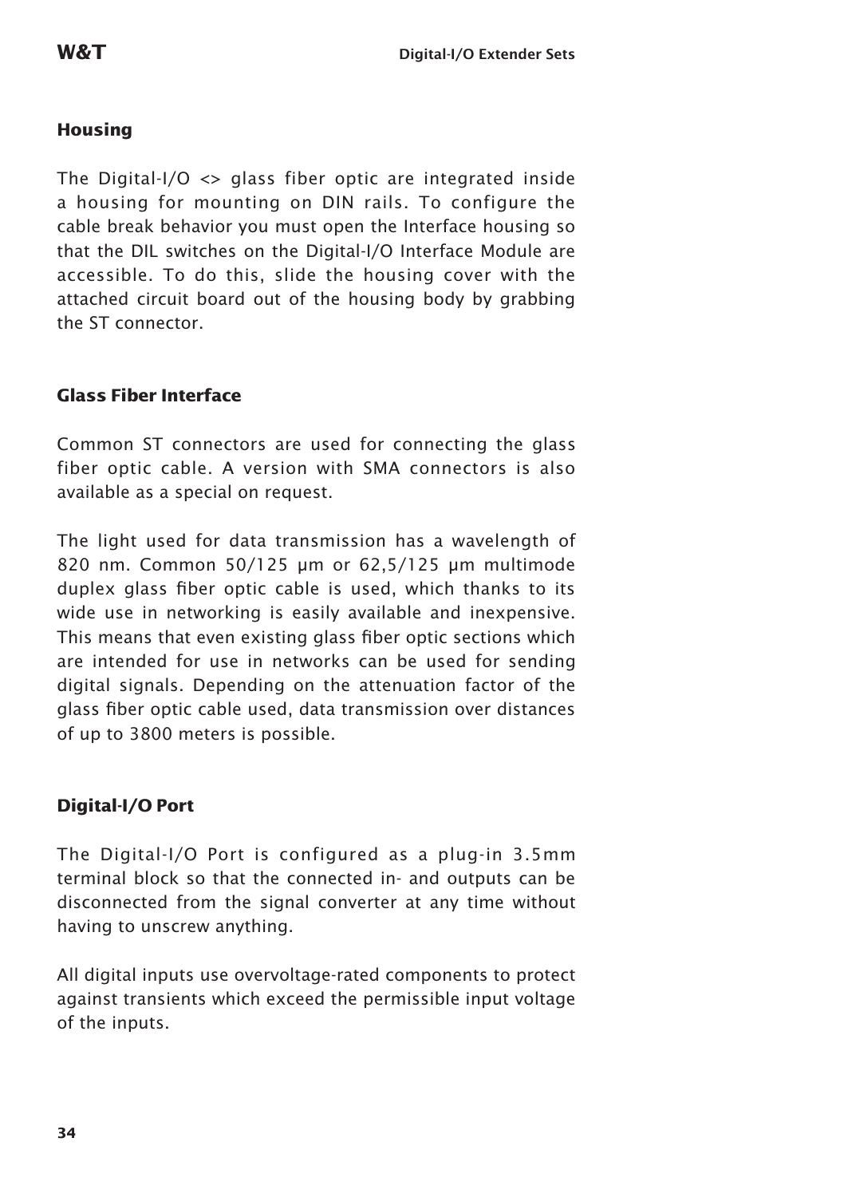## Housing

The Digital-I/O <> glass fiber optic are integrated inside a housing for mounting on DIN rails. To configure the cable break behavior you must open the Interface housing so that the DIL switches on the Digital-I/O Interface Module are accessible. To do this, slide the housing cover with the attached circuit board out of the housing body by grabbing the ST connector.

## Glass Fiber Interface

Common ST connectors are used for connecting the glass fiber optic cable. A version with SMA connectors is also available as a special on request.

The light used for data transmission has a wavelength of 820 nm. Common 50/125 µm or 62,5/125 µm multimode duplex glass fiber optic cable is used, which thanks to its wide use in networking is easily available and inexpensive. This means that even existing glass fiber optic sections which are intended for use in networks can be used for sending digital signals. Depending on the attenuation factor of the glass fiber optic cable used, data transmission over distances of up to 3800 meters is possible.

## Digital-I/O Port

The Digital-I/O Port is configured as a plug-in 3.5mm terminal block so that the connected in- and outputs can be disconnected from the signal converter at any time without having to unscrew anything.

All digital inputs use overvoltage-rated components to protect against transients which exceed the permissible input voltage of the inputs.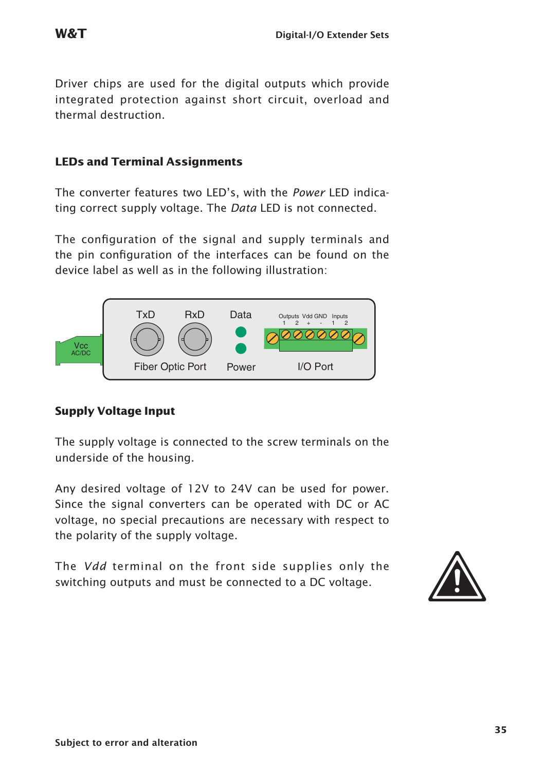Driver chips are used for the digital outputs which provide integrated protection against short circuit, overload and thermal destruction.

## LEDs and Terminal Assignments

The converter features two LED's, with the *Power* LED indicating correct supply voltage. The *Data* LED is not connected.

The configuration of the signal and supply terminals and the pin configuration of the interfaces can be found on the device label as well as in the following illustration:

## Supply Voltage Input

The supply voltage is connected to the screw terminals on the underside of the housing.

Any desired voltage of 12V to 24V can be used for power. Since the signal converters can be operated with DC or AC voltage, no special precautions are necessary with respect to the polarity of the supply voltage.

The *Vdd* terminal on the front side supplies only the switching outputs and must be connected to a DC voltage.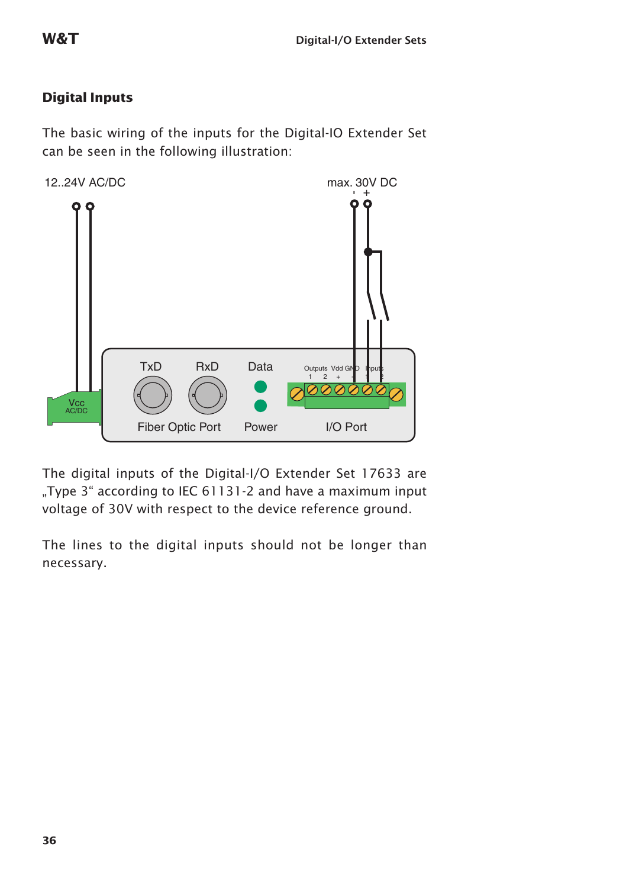## Digital Inputs

The basic wiring of the inputs for the Digital-IO Extender Set can be seen in the following illustration:

The digital inputs of the Digital-I/O Extender Set 17633 are „Type 3“ according to IEC 61131-2 and have a maximum input voltage of 30V with respect to the device reference ground.

The lines to the digital inputs should not be longer than necessary.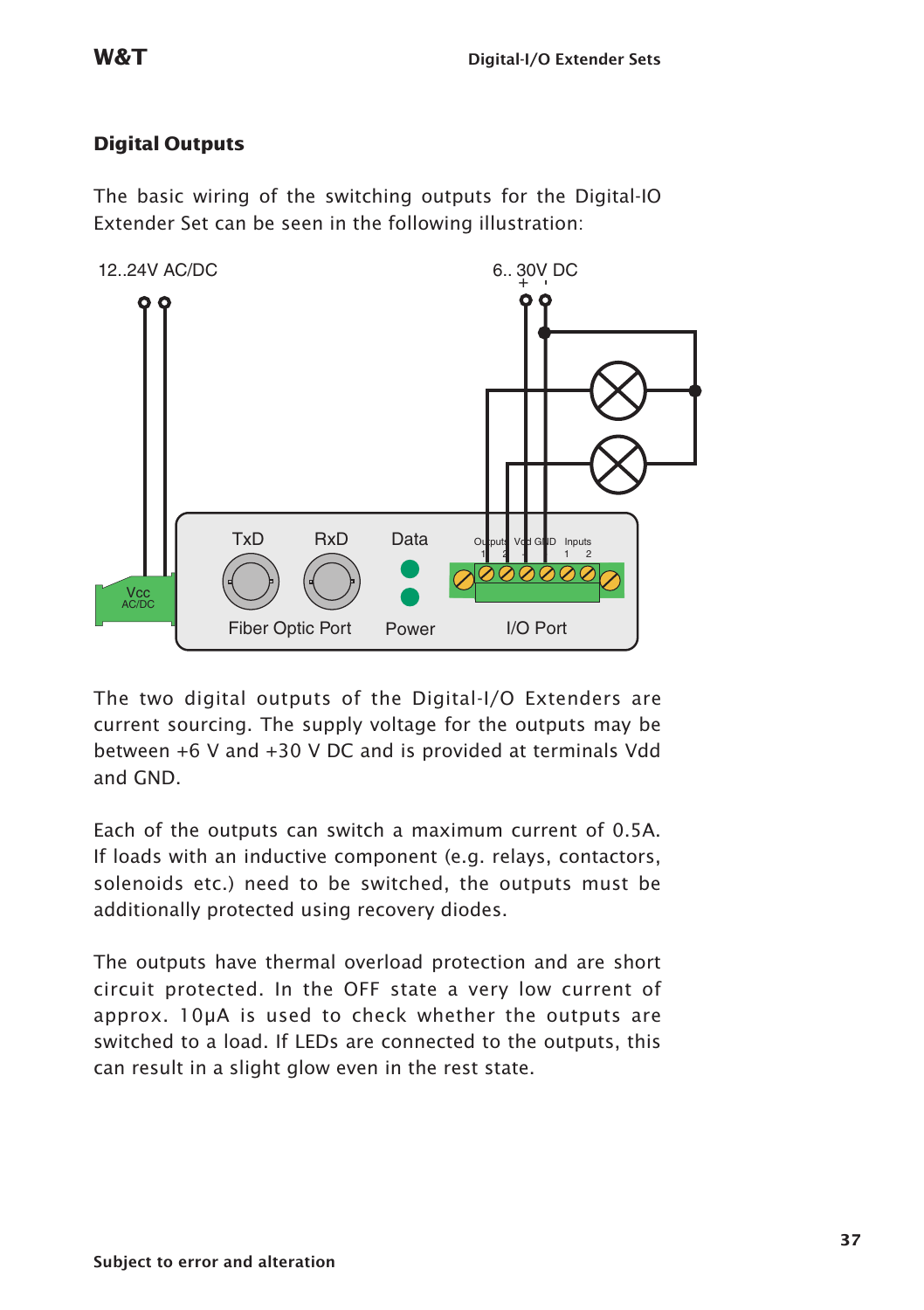## Digital Outputs

The basic wiring of the switching outputs for the Digital-IO Extender Set can be seen in the following illustration:

The two digital outputs of the Digital-I/O Extenders are current sourcing. The supply voltage for the outputs may be between +6 V and +30 V DC and is provided at terminals Vdd and GND.

Each of the outputs can switch a maximum current of 0.5A. If loads with an inductive component (e.g. relays, contactors, solenoids etc.) need to be switched, the outputs must be additionally protected using recovery diodes.

The outputs have thermal overload protection and are short circuit protected. In the OFF state a very low current of approx. 10µA is used to check whether the outputs are switched to a load. If LEDs are connected to the outputs, this can result in a slight glow even in the rest state.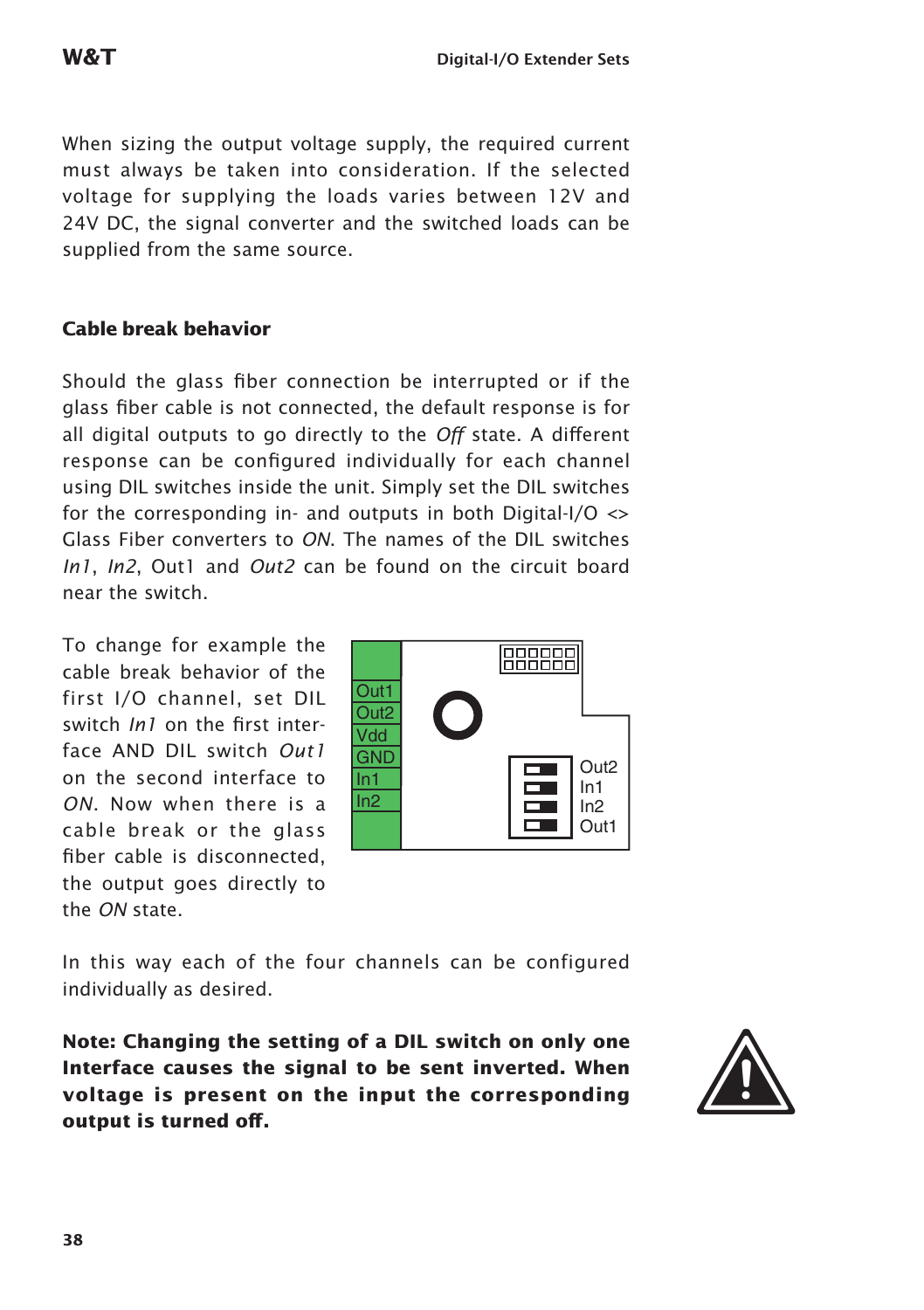When sizing the output voltage supply, the required current must always be taken into consideration. If the selected voltage for supplying the loads varies between 12V and 24V DC, the signal converter and the switched loads can be supplied from the same source.

## Cable break behavior

Should the glass fiber connection be interrupted or if the glass fiber cable is not connected, the default response is for all digital outputs to go directly to the *Off* state. A different response can be configured individually for each channel using DIL switches inside the unit. Simply set the DIL switches for the corresponding in- and outputs in both Digital-I/O <> Glass Fiber converters to *ON*. The names of the DIL switches *In1*, *In2*, Out1 and *Out2* can be found on the circuit board near the switch.

To change for example the cable break behavior of the first I/O channel, set DIL switch *In1* on the first interface AND DIL switch *Out1* on the second interface to *ON*. Now when there is a cable break or the glass fiber cable is disconnected, the output goes directly to the *ON* state.

In this way each of the four channels can be configured individually as desired.

**Note: Changing the setting of a DIL switch on only one Interface causes the signal to be sent inverted. When voltage is present on the input the corresponding output is turned off.**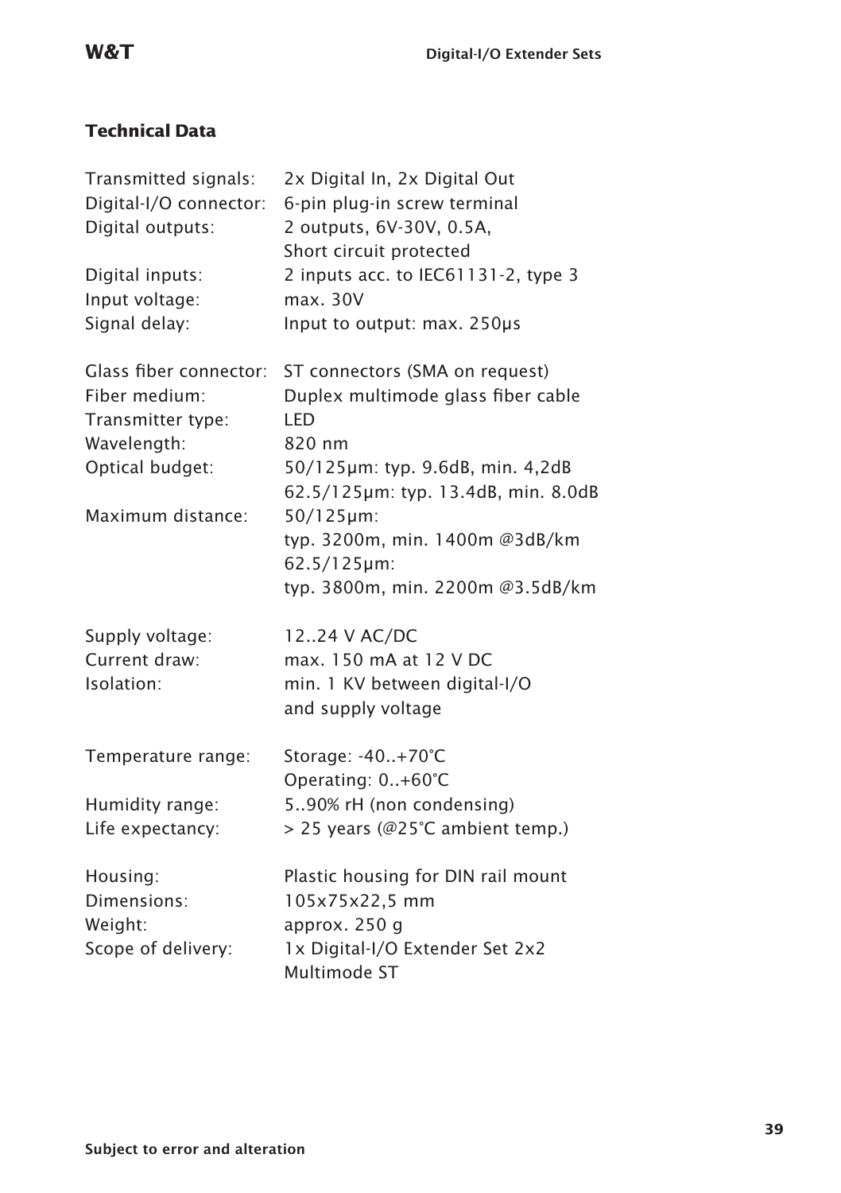## Technical Data

| | |
|---|---|
| Transmitted signals: | 2x Digital In, 2x Digital Out |
| Digital-I/O connector: | 6-pin plug-in screw terminal |
| Digital outputs: | 2 outputs, 6V-30V, 0.5A, Short circuit protected |
| Digital inputs: | 2 inputs acc. to IEC61131-2, type 3 |
| Input voltage: | max. 30V |
| Signal delay: | Input to output: max. 250µs |
| Glass fiber connector: | ST connectors (SMA on request) |
| Fiber medium: | Duplex multimode glass fiber cable |
| Transmitter type: | LED |
| Wavelength: | 820 nm |
| Optical budget: | 50/125µm: typ. 9.6dB, min. 4,2dB<br>62.5/125µm: typ. 13.4dB, min. 8.0dB |
| Maximum distance: | 50/125µm:<br>typ. 3200m, min. 1400m @3dB/km<br>62.5/125µm:<br>typ. 3800m, min. 2200m @3.5dB/km |
| Supply voltage: | 12..24 V AC/DC |
| Current draw: | max. 150 mA at 12 V DC |
| Isolation: | min. 1 KV between digital-I/O and supply voltage |
| Temperature range: | Storage: -40..+70°C<br>Operating: 0..+60°C |
| Humidity range: | 5..90% rH (non condensing) |
| Life expectancy: | > 25 years (@25°C ambient temp.) |
| Housing: | Plastic housing for DIN rail mount |
| Dimensions: | 105x75x22,5 mm |
| Weight: | approx. 250 g |
| Scope of delivery: | 1x Digital-I/O Extender Set 2x2 Multimode ST |

Subject to error and alteration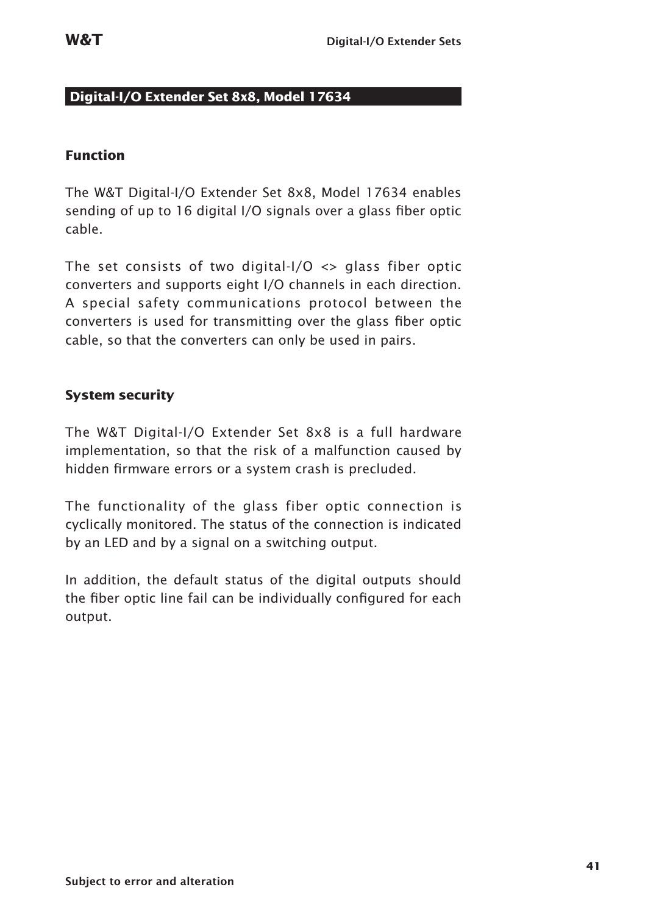## Digital-I/O Extender Set 8x8, Model 17634

### Function

The W&T Digital-I/O Extender Set 8x8, Model 17634 enables sending of up to 16 digital I/O signals over a glass fiber optic cable.

The set consists of two digital-I/O <> glass fiber optic converters and supports eight I/O channels in each direction. A special safety communications protocol between the converters is used for transmitting over the glass fiber optic cable, so that the converters can only be used in pairs.

### System security

The W&T Digital-I/O Extender Set 8x8 is a full hardware implementation, so that the risk of a malfunction caused by hidden firmware errors or a system crash is precluded.

The functionality of the glass fiber optic connection is cyclically monitored. The status of the connection is indicated by an LED and by a signal on a switching output.

In addition, the default status of the digital outputs should the fiber optic line fail can be individually configured for each output.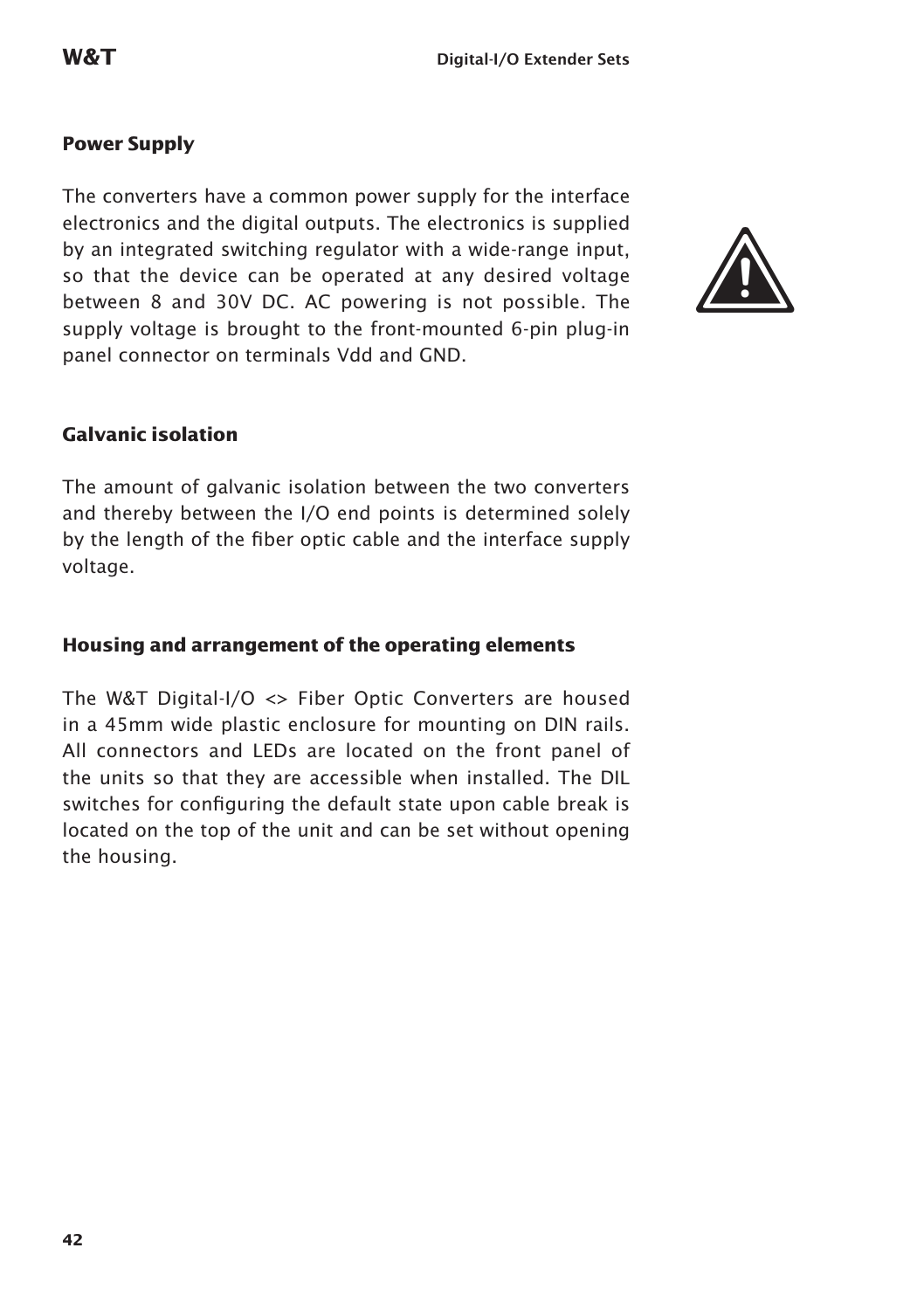## Power Supply

The converters have a common power supply for the interface electronics and the digital outputs. The electronics is supplied by an integrated switching regulator with a wide-range input, so that the device can be operated at any desired voltage between 8 and 30V DC. AC powering is not possible. The supply voltage is brought to the front-mounted 6-pin plug-in panel connector on terminals Vdd and GND.

## Galvanic isolation

The amount of galvanic isolation between the two converters and thereby between the I/O end points is determined solely by the length of the fiber optic cable and the interface supply voltage.

## Housing and arrangement of the operating elements

The W&T Digital-I/O <> Fiber Optic Converters are housed in a 45mm wide plastic enclosure for mounting on DIN rails. All connectors and LEDs are located on the front panel of the units so that they are accessible when installed. The DIL switches for configuring the default state upon cable break is located on the top of the unit and can be set without opening the housing.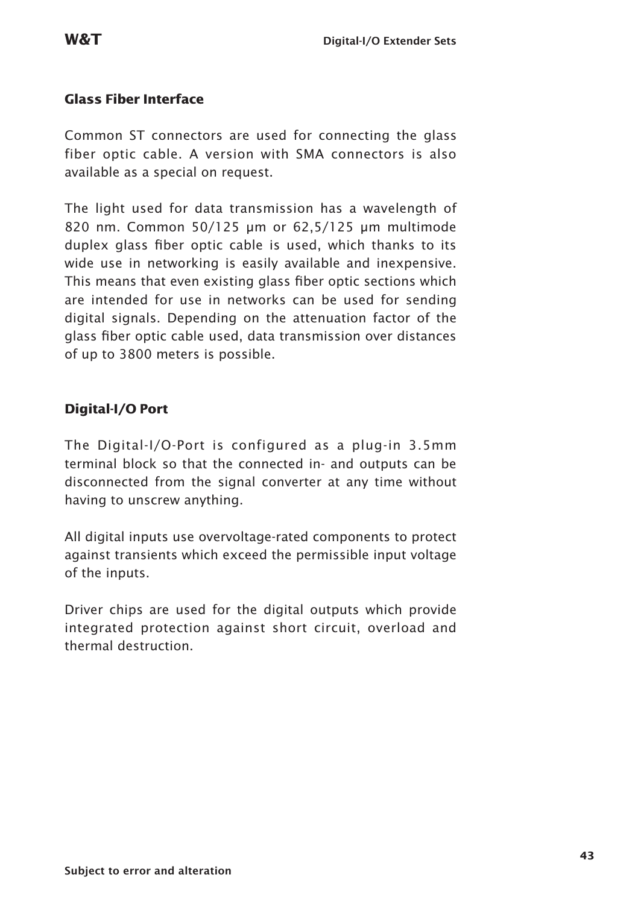## Glass Fiber Interface

Common ST connectors are used for connecting the glass fiber optic cable. A version with SMA connectors is also available as a special on request.

The light used for data transmission has a wavelength of 820 nm. Common 50/125 µm or 62,5/125 µm multimode duplex glass fiber optic cable is used, which thanks to its wide use in networking is easily available and inexpensive. This means that even existing glass fiber optic sections which are intended for use in networks can be used for sending digital signals. Depending on the attenuation factor of the glass fiber optic cable used, data transmission over distances of up to 3800 meters is possible.

## Digital-I/O Port

The Digital-I/O-Port is configured as a plug-in 3.5mm terminal block so that the connected in- and outputs can be disconnected from the signal converter at any time without having to unscrew anything.

All digital inputs use overvoltage-rated components to protect against transients which exceed the permissible input voltage of the inputs.

Driver chips are used for the digital outputs which provide integrated protection against short circuit, overload and thermal destruction.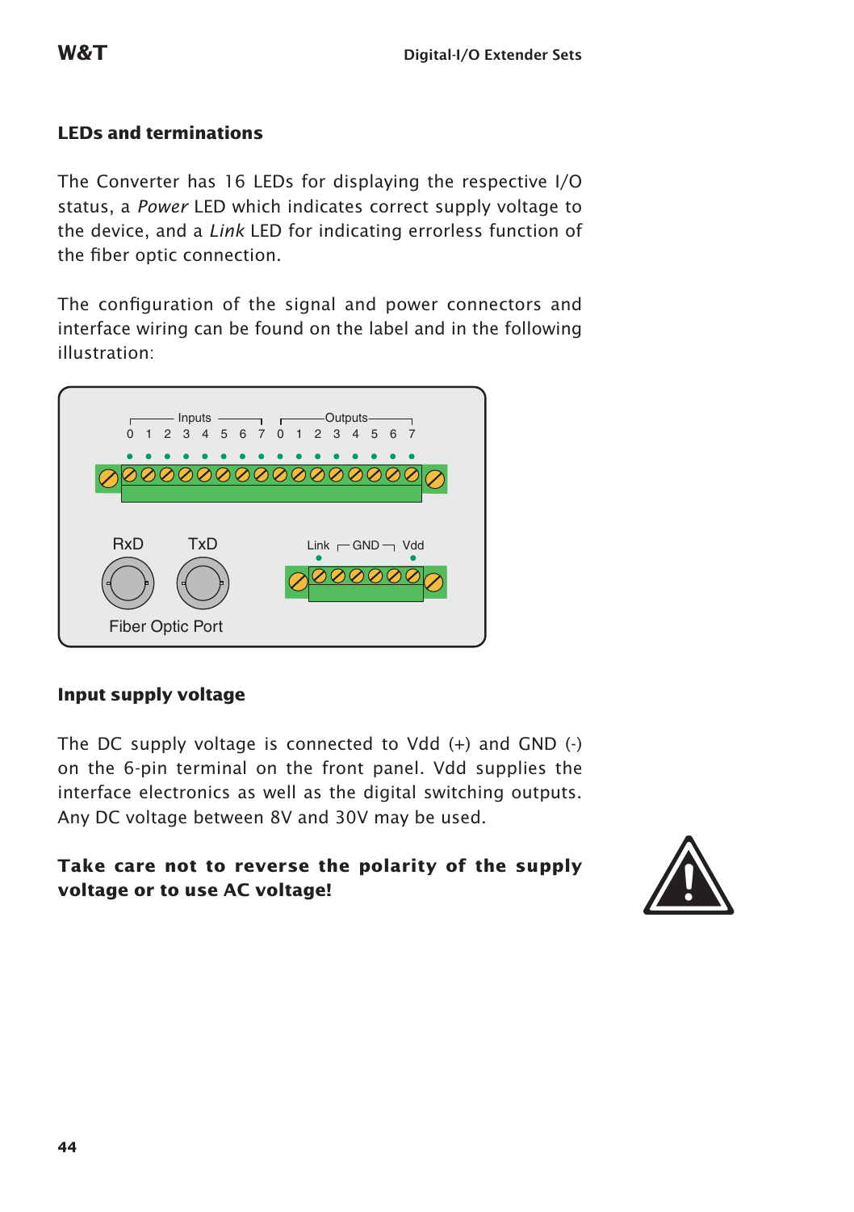## LEDs and terminations

The Converter has 16 LEDs for displaying the respective I/O status, a *Power* LED which indicates correct supply voltage to the device, and a *Link* LED for indicating errorless function of the fiber optic connection.

The configuration of the signal and power connectors and interface wiring can be found on the label and in the following illustration:

Inputs 0 1 2 3 4 5 6 7 Outputs 0 1 2 3 4 5 6 7

RxD TxD

Fiber Optic Port

Link GND Vdd

## Input supply voltage

The DC supply voltage is connected to Vdd (+) and GND (-) on the 6-pin terminal on the front panel. Vdd supplies the interface electronics as well as the digital switching outputs. Any DC voltage between 8V and 30V may be used.

**Take care not to reverse the polarity of the supply voltage or to use AC voltage!**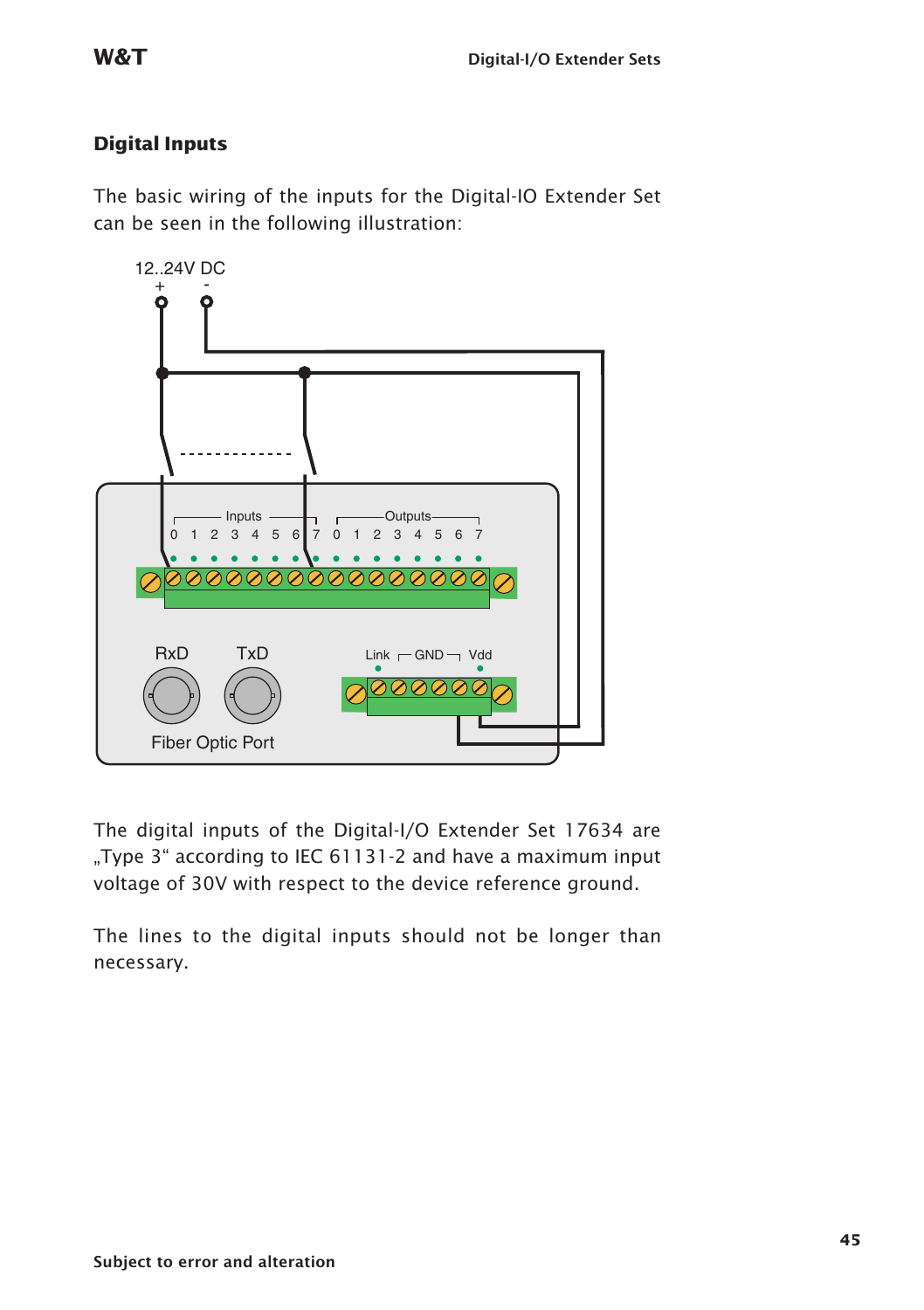## Digital Inputs

The basic wiring of the inputs for the Digital-IO Extender Set can be seen in the following illustration:

The digital inputs of the Digital-I/O Extender Set 17634 are „Type 3“ according to IEC 61131-2 and have a maximum input voltage of 30V with respect to the device reference ground.

The lines to the digital inputs should not be longer than necessary.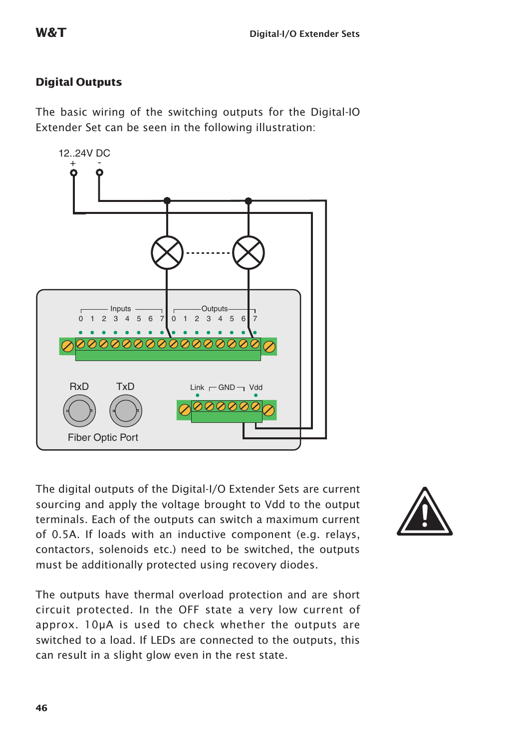## Digital Outputs

The basic wiring of the switching outputs for the Digital-IO Extender Set can be seen in the following illustration:

The digital outputs of the Digital-I/O Extender Sets are current sourcing and apply the voltage brought to Vdd to the output terminals. Each of the outputs can switch a maximum current of 0.5A. If loads with an inductive component (e.g. relays, contactors, solenoids etc.) need to be switched, the outputs must be additionally protected using recovery diodes.

The outputs have thermal overload protection and are short circuit protected. In the OFF state a very low current of approx. 10μA is used to check whether the outputs are switched to a load. If LEDs are connected to the outputs, this can result in a slight glow even in the rest state.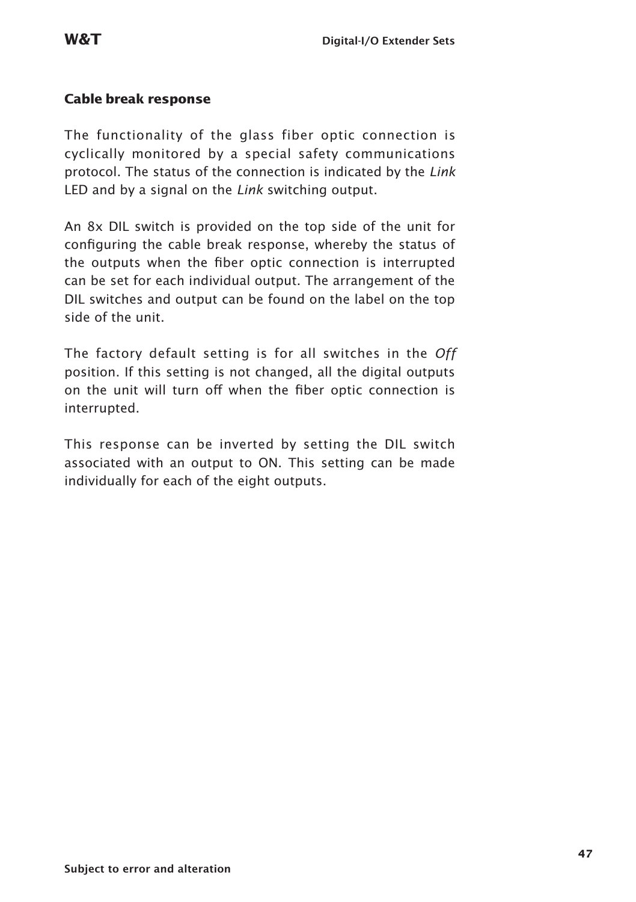## Cable break response

The functionality of the glass fiber optic connection is cyclically monitored by a special safety communications protocol. The status of the connection is indicated by the *Link* LED and by a signal on the *Link* switching output.

An 8x DIL switch is provided on the top side of the unit for configuring the cable break response, whereby the status of the outputs when the fiber optic connection is interrupted can be set for each individual output. The arrangement of the DIL switches and output can be found on the label on the top side of the unit.

The factory default setting is for all switches in the *Off* position. If this setting is not changed, all the digital outputs on the unit will turn off when the fiber optic connection is interrupted.

This response can be inverted by setting the DIL switch associated with an output to ON. This setting can be made individually for each of the eight outputs.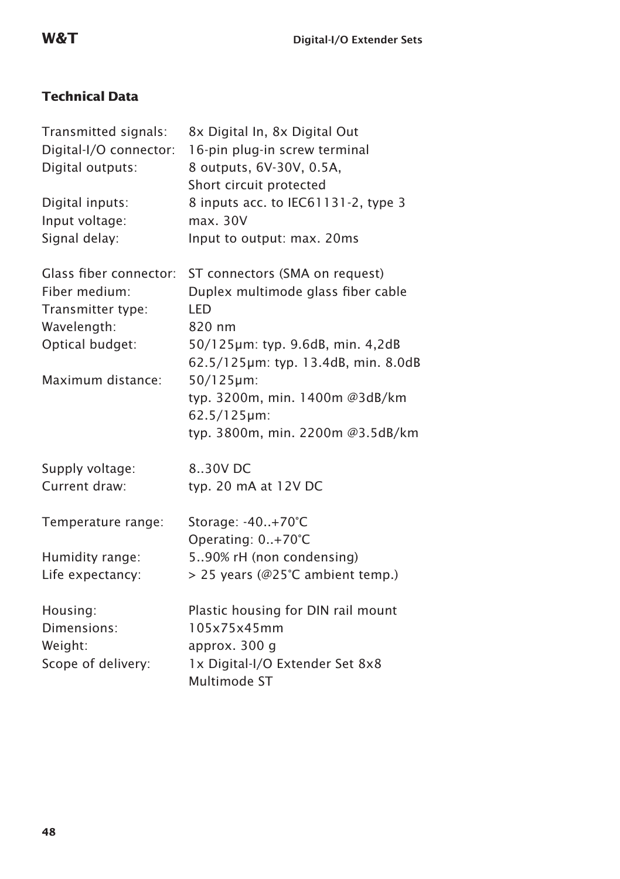## Technical Data

| | |
|---|---|
| Transmitted signals: | 8x Digital In, 8x Digital Out |
| Digital-I/O connector: | 16-pin plug-in screw terminal |
| Digital outputs: | 8 outputs, 6V-30V, 0.5A, Short circuit protected |
| Digital inputs: | 8 inputs acc. to IEC61131-2, type 3 |
| Input voltage: | max. 30V |
| Signal delay: | Input to output: max. 20ms |
| Glass fiber connector: | ST connectors (SMA on request) |
| Fiber medium: | Duplex multimode glass fiber cable |
| Transmitter type: | LED |
| Wavelength: | 820 nm |
| Optical budget: | 50/125µm: typ. 9.6dB, min. 4,2dB<br>62.5/125µm: typ. 13.4dB, min. 8.0dB |
| Maximum distance: | 50/125µm:<br>typ. 3200m, min. 1400m @3dB/km<br>62.5/125µm:<br>typ. 3800m, min. 2200m @3.5dB/km |
| Supply voltage: | 8..30V DC |
| Current draw: | typ. 20 mA at 12V DC |
| Temperature range: | Storage: -40..+70°C<br>Operating: 0..+70°C |
| Humidity range: | 5..90% rH (non condensing) |
| Life expectancy: | > 25 years (@25°C ambient temp.) |
| Housing: | Plastic housing for DIN rail mount |
| Dimensions: | 105x75x45mm |
| Weight: | approx. 300 g |
| Scope of delivery: | 1x Digital-I/O Extender Set 8x8 Multimode ST |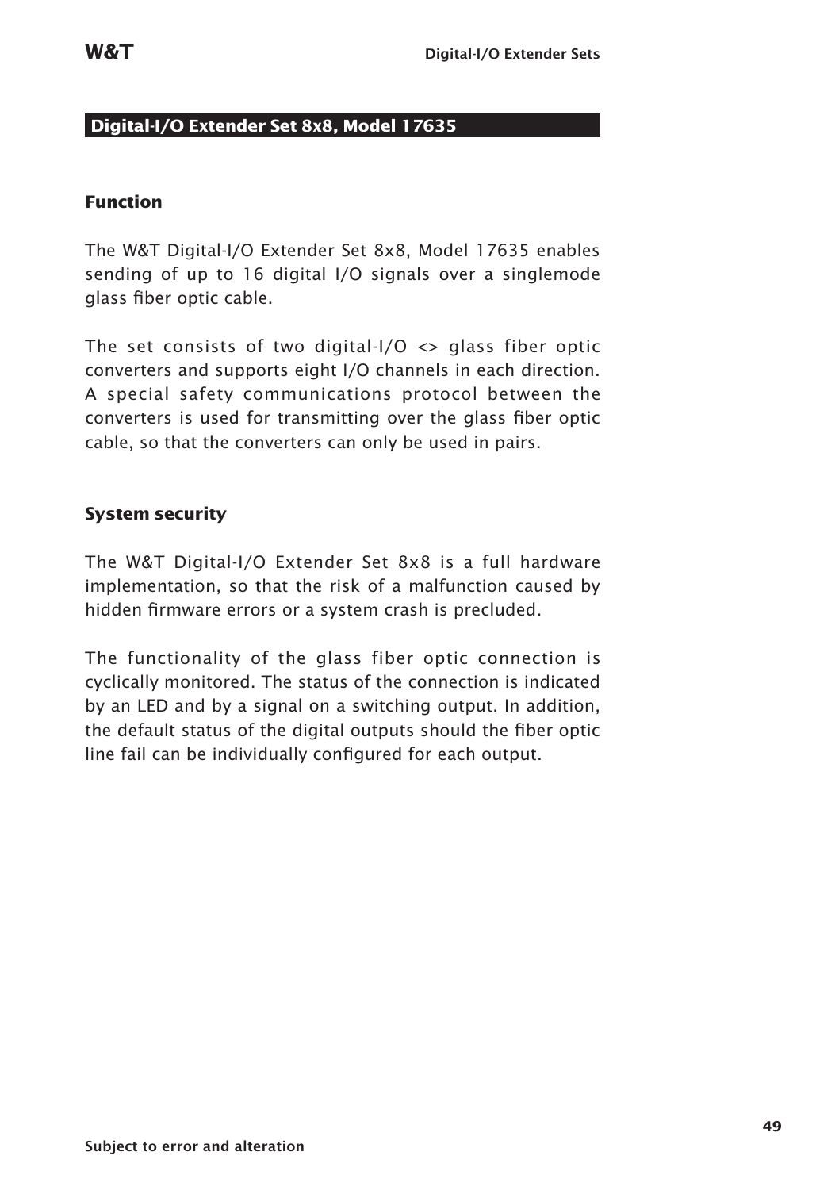## Digital-I/O Extender Set 8x8, Model 17635

### Function

The W&T Digital-I/O Extender Set 8x8, Model 17635 enables sending of up to 16 digital I/O signals over a singlemode glass fiber optic cable.

The set consists of two digital-I/O <> glass fiber optic converters and supports eight I/O channels in each direction. A special safety communications protocol between the converters is used for transmitting over the glass fiber optic cable, so that the converters can only be used in pairs.

### System security

The W&T Digital-I/O Extender Set 8x8 is a full hardware implementation, so that the risk of a malfunction caused by hidden firmware errors or a system crash is precluded.

The functionality of the glass fiber optic connection is cyclically monitored. The status of the connection is indicated by an LED and by a signal on a switching output. In addition, the default status of the digital outputs should the fiber optic line fail can be individually configured for each output.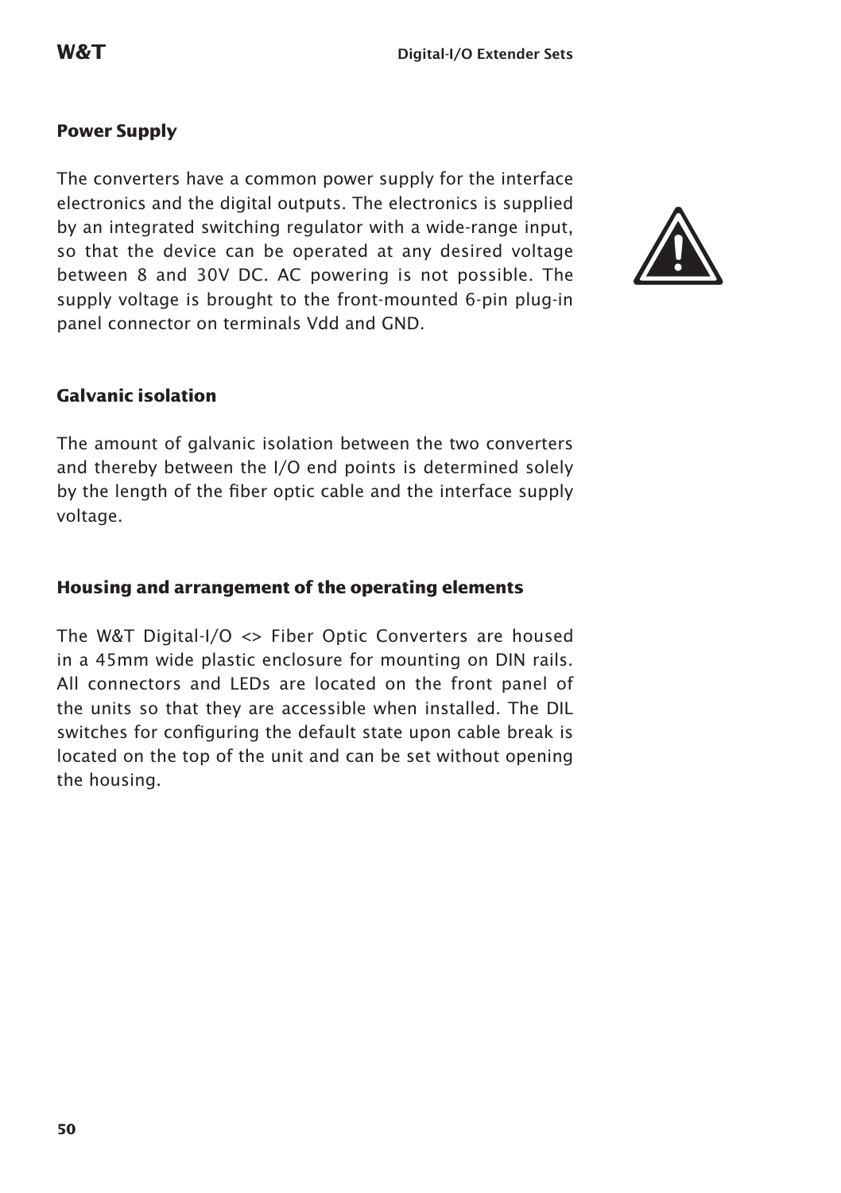## Power Supply

The converters have a common power supply for the interface electronics and the digital outputs. The electronics is supplied by an integrated switching regulator with a wide-range input, so that the device can be operated at any desired voltage between 8 and 30V DC. AC powering is not possible. The supply voltage is brought to the front-mounted 6-pin plug-in panel connector on terminals Vdd and GND.

## Galvanic isolation

The amount of galvanic isolation between the two converters and thereby between the I/O end points is determined solely by the length of the fiber optic cable and the interface supply voltage.

## Housing and arrangement of the operating elements

The W&T Digital-I/O <> Fiber Optic Converters are housed in a 45mm wide plastic enclosure for mounting on DIN rails. All connectors and LEDs are located on the front panel of the units so that they are accessible when installed. The DIL switches for configuring the default state upon cable break is located on the top of the unit and can be set without opening the housing.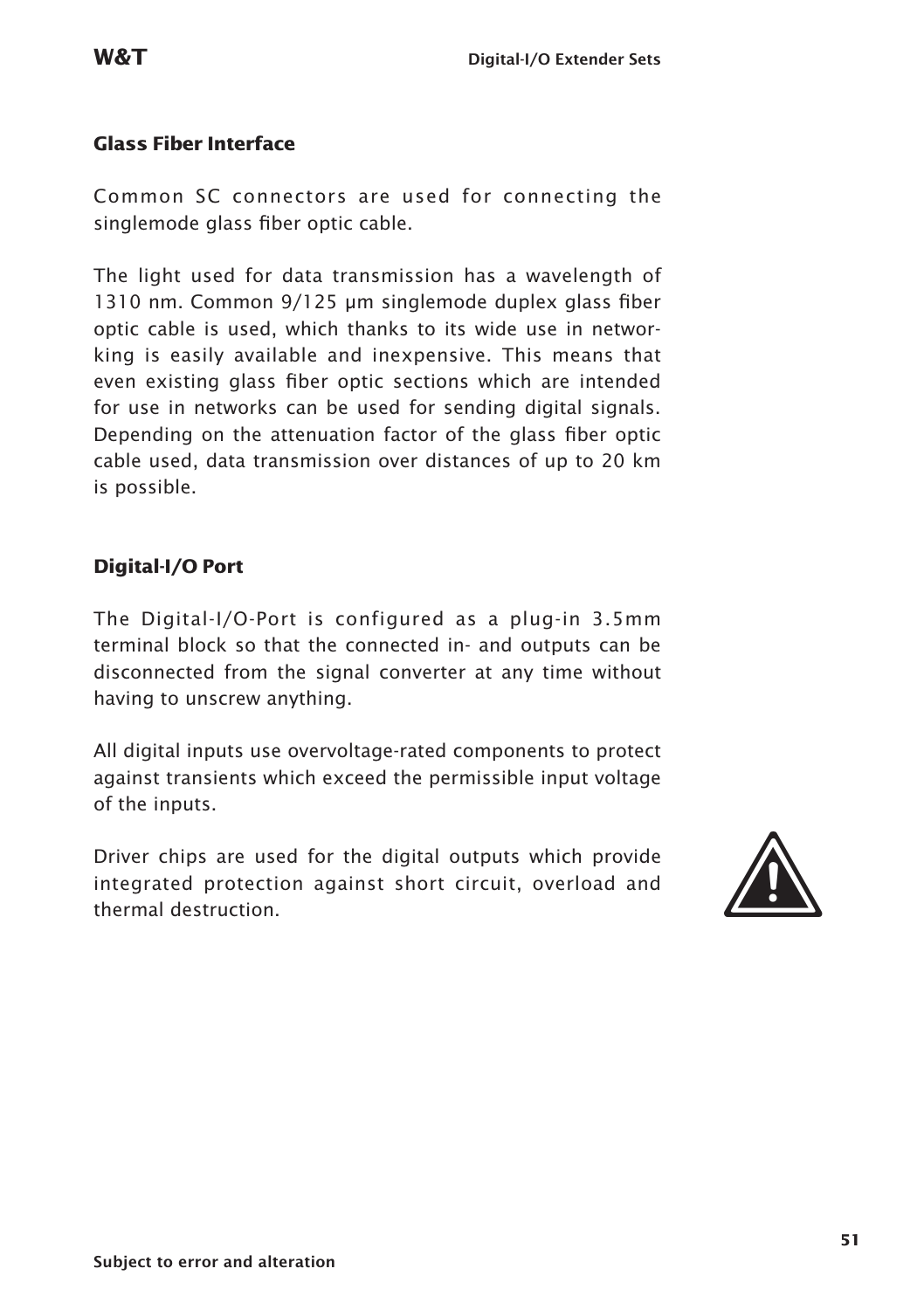## Glass Fiber Interface

Common SC connectors are used for connecting the singlemode glass fiber optic cable.

The light used for data transmission has a wavelength of 1310 nm. Common 9/125 µm singlemode duplex glass fiber optic cable is used, which thanks to its wide use in networking is easily available and inexpensive. This means that even existing glass fiber optic sections which are intended for use in networks can be used for sending digital signals. Depending on the attenuation factor of the glass fiber optic cable used, data transmission over distances of up to 20 km is possible.

## Digital-I/O Port

The Digital-I/O-Port is configured as a plug-in 3.5mm terminal block so that the connected in- and outputs can be disconnected from the signal converter at any time without having to unscrew anything.

All digital inputs use overvoltage-rated components to protect against transients which exceed the permissible input voltage of the inputs.

Driver chips are used for the digital outputs which provide integrated protection against short circuit, overload and thermal destruction.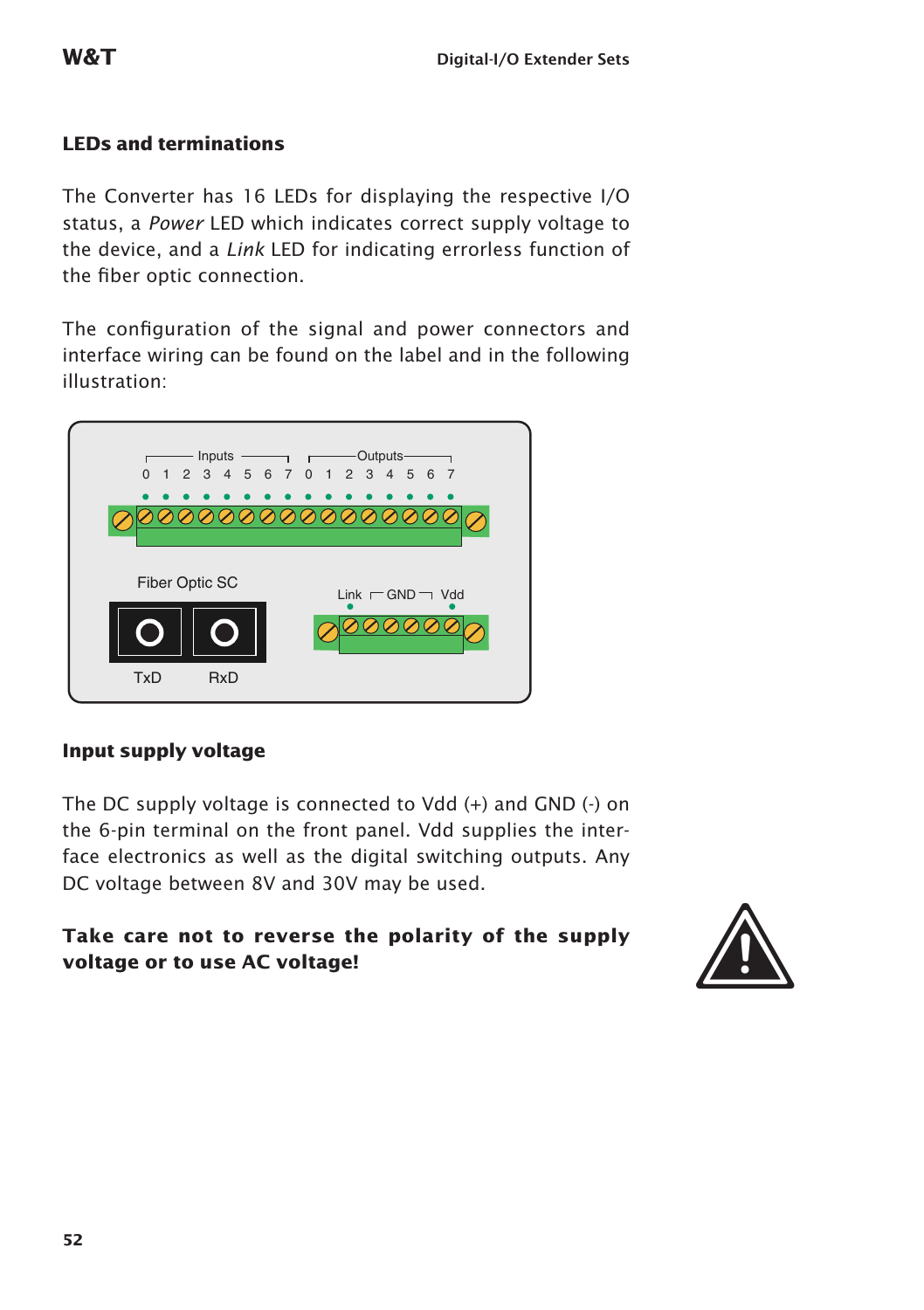## LEDs and terminations

The Converter has 16 LEDs for displaying the respective I/O status, a *Power* LED which indicates correct supply voltage to the device, and a *Link* LED for indicating errorless function of the fiber optic connection.

The configuration of the signal and power connectors and interface wiring can be found on the label and in the following illustration:

## Input supply voltage

The DC supply voltage is connected to Vdd (+) and GND (-) on the 6-pin terminal on the front panel. Vdd supplies the interface electronics as well as the digital switching outputs. Any DC voltage between 8V and 30V may be used.

**Take care not to reverse the polarity of the supply voltage or to use AC voltage!**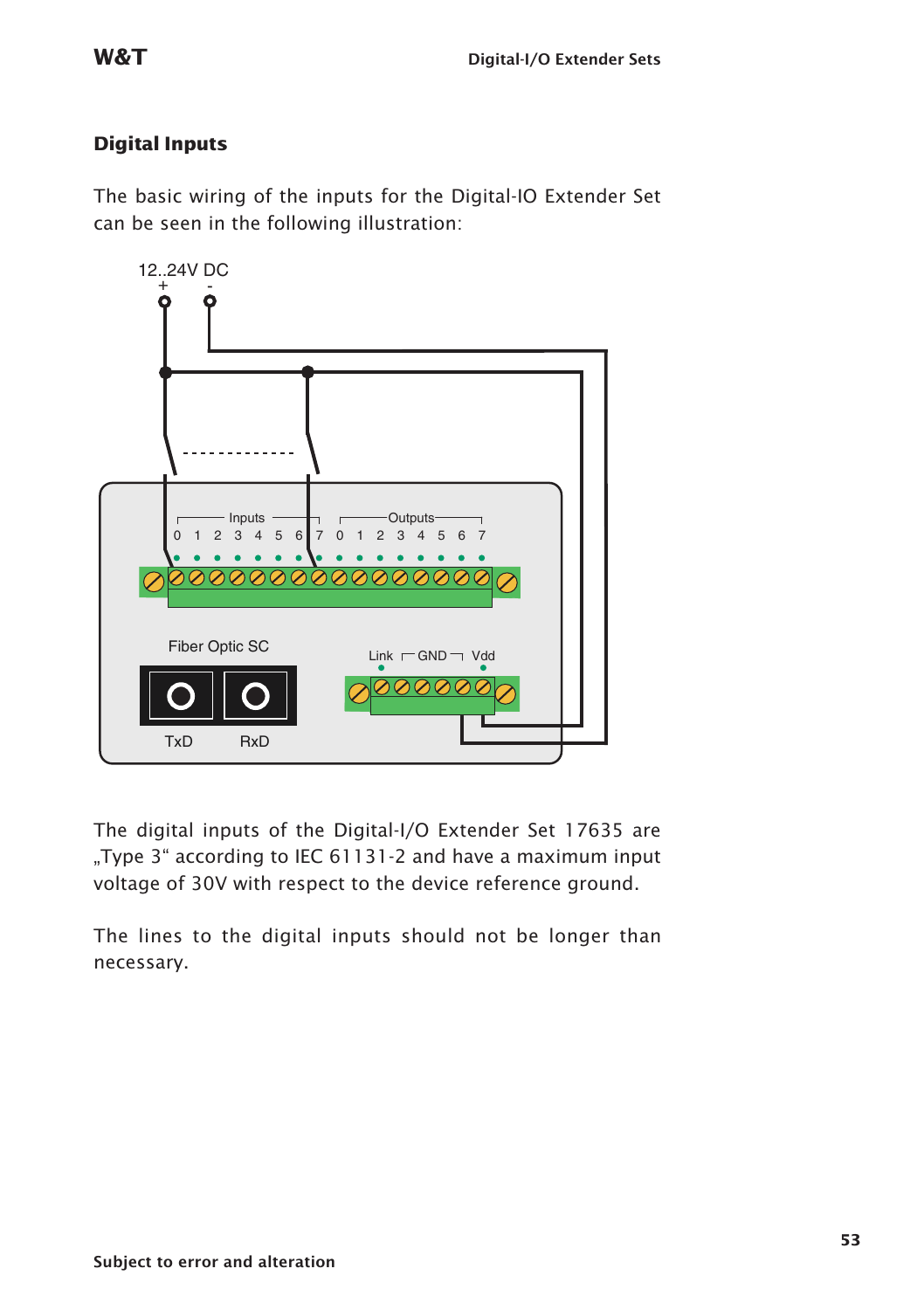## Digital Inputs

The basic wiring of the inputs for the Digital-IO Extender Set can be seen in the following illustration:

The digital inputs of the Digital-I/O Extender Set 17635 are „Type 3“ according to IEC 61131-2 and have a maximum input voltage of 30V with respect to the device reference ground.

The lines to the digital inputs should not be longer than necessary.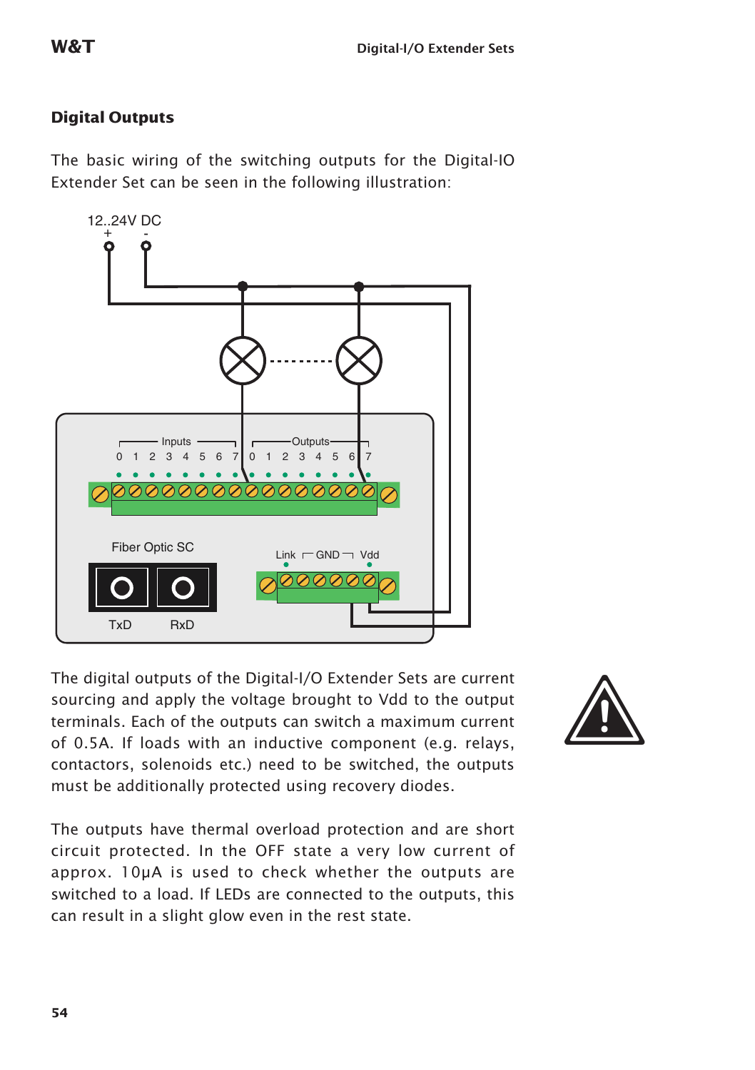## Digital Outputs

The basic wiring of the switching outputs for the Digital-IO Extender Set can be seen in the following illustration:

The digital outputs of the Digital-I/O Extender Sets are current sourcing and apply the voltage brought to Vdd to the output terminals. Each of the outputs can switch a maximum current of 0.5A. If loads with an inductive component (e.g. relays, contactors, solenoids etc.) need to be switched, the outputs must be additionally protected using recovery diodes.

The outputs have thermal overload protection and are short circuit protected. In the OFF state a very low current of approx. 10µA is used to check whether the outputs are switched to a load. If LEDs are connected to the outputs, this can result in a slight glow even in the rest state.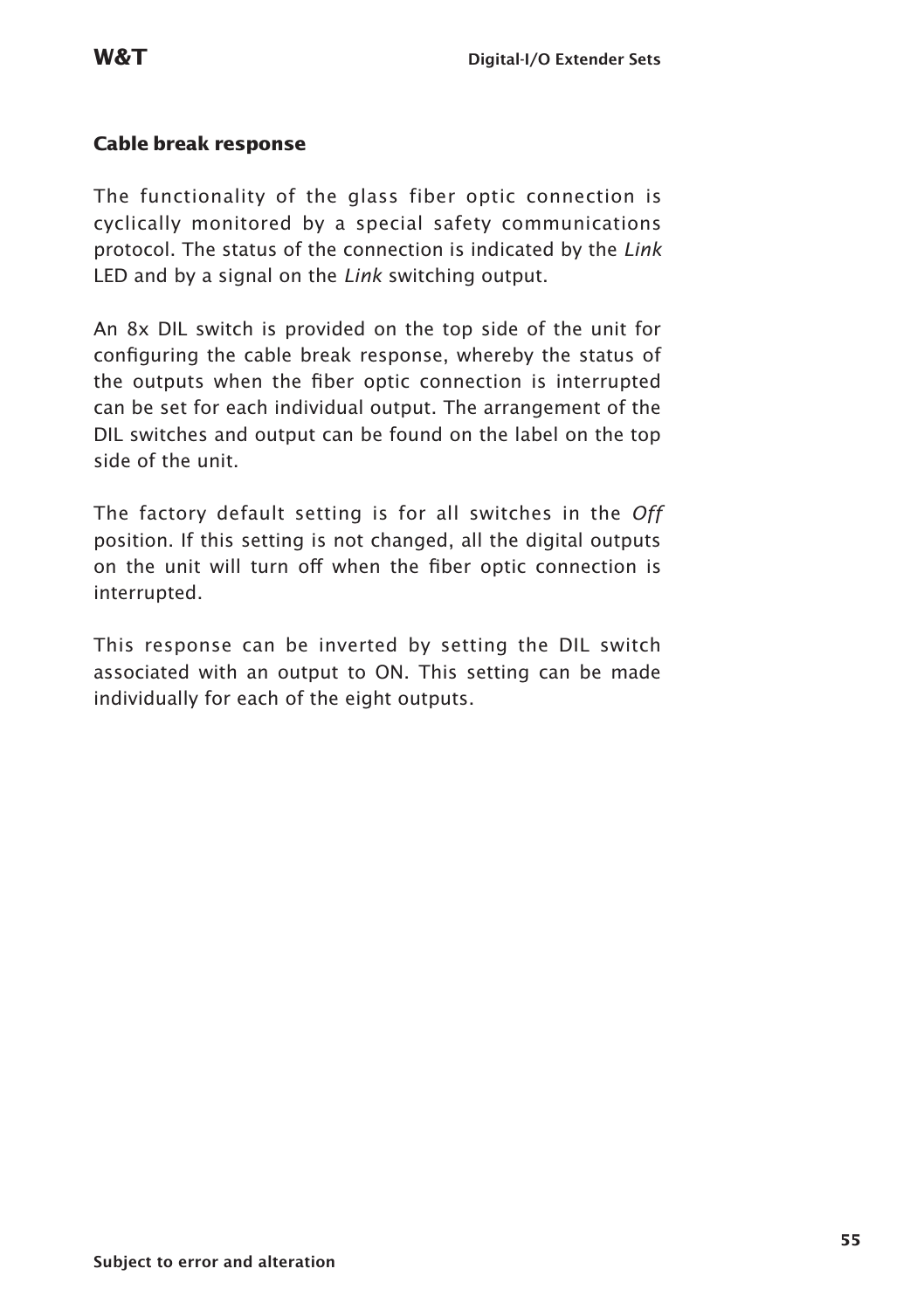### Cable break response

The functionality of the glass fiber optic connection is cyclically monitored by a special safety communications protocol. The status of the connection is indicated by the *Link* LED and by a signal on the *Link* switching output.

An 8x DIL switch is provided on the top side of the unit for configuring the cable break response, whereby the status of the outputs when the fiber optic connection is interrupted can be set for each individual output. The arrangement of the DIL switches and output can be found on the label on the top side of the unit.

The factory default setting is for all switches in the *Off* position. If this setting is not changed, all the digital outputs on the unit will turn off when the fiber optic connection is interrupted.

This response can be inverted by setting the DIL switch associated with an output to ON. This setting can be made individually for each of the eight outputs.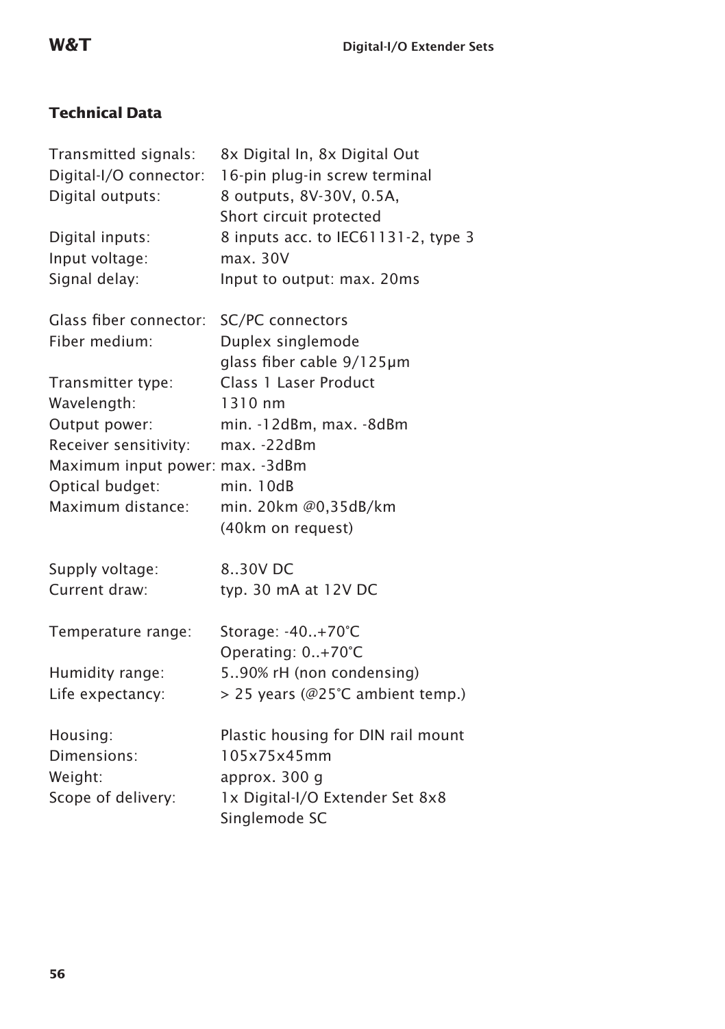## Technical Data

| | |
|---|---|
| Transmitted signals: | 8x Digital In, 8x Digital Out |
| Digital-I/O connector: | 16-pin plug-in screw terminal |
| Digital outputs: | 8 outputs, 8V-30V, 0.5A, Short circuit protected |
| Digital inputs: | 8 inputs acc. to IEC61131-2, type 3 |
| Input voltage: | max. 30V |
| Signal delay: | Input to output: max. 20ms |
| | |
| Glass fiber connector: | SC/PC connectors |
| Fiber medium: | Duplex singlemode glass fiber cable 9/125μm |
| Transmitter type: | Class 1 Laser Product |
| Wavelength: | 1310 nm |
| Output power: | min. -12dBm, max. -8dBm |
| Receiver sensitivity: | max. -22dBm |
| Maximum input power: | max. -3dBm |
| Optical budget: | min. 10dB |
| Maximum distance: | min. 20km @0,35dB/km (40km on request) |
| | |
| Supply voltage: | 8..30V DC |
| Current draw: | typ. 30 mA at 12V DC |
| | |
| Temperature range: | Storage: -40..+70°C<br>Operating: 0..+70°C |
| Humidity range: | 5..90% rH (non condensing) |
| Life expectancy: | > 25 years (@25°C ambient temp.) |
| | |
| Housing: | Plastic housing for DIN rail mount |
| Dimensions: | 105x75x45mm |
| Weight: | approx. 300 g |
| Scope of delivery: | 1x Digital-I/O Extender Set 8x8 Singlemode SC |